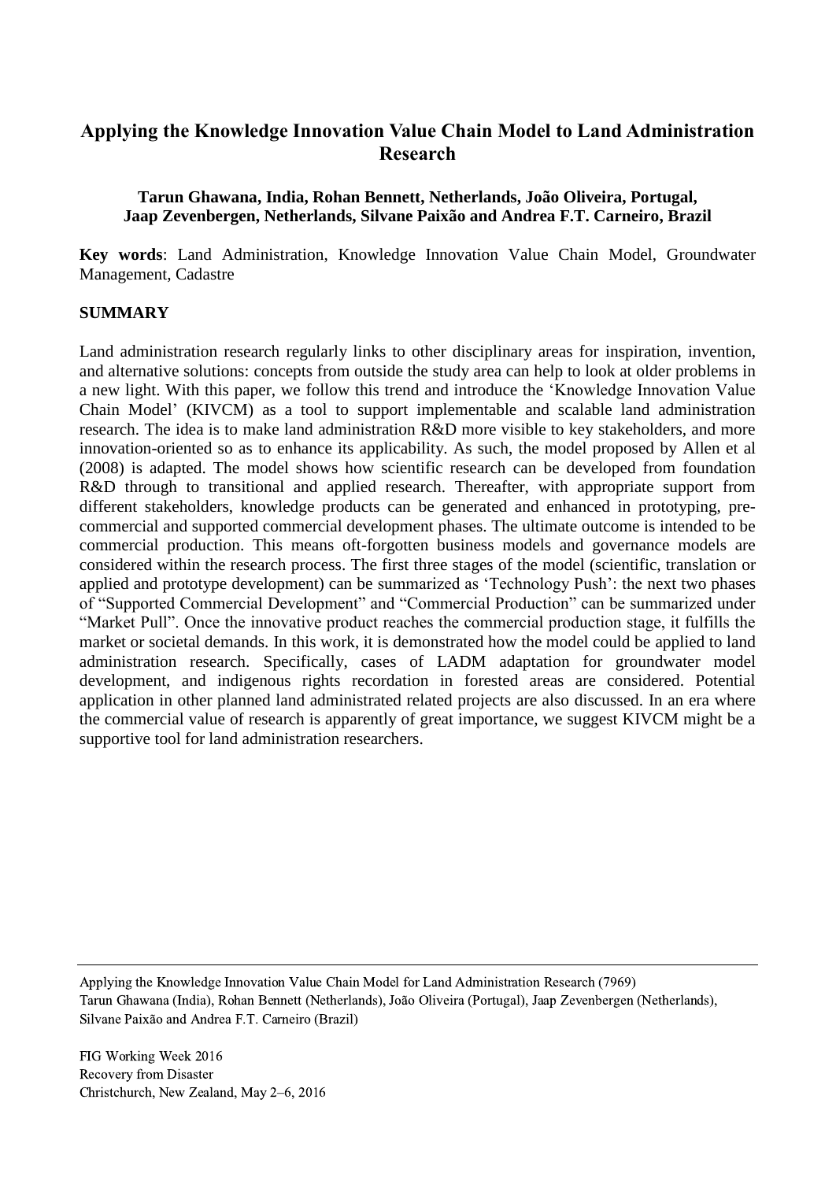# Applying the Knowledge Innovation Value Chain Model to Land Administration Research

**Tarun Ghawana, India, Rohan Bennett, Netherlands, João Oliveira, Portugal, Jaap Zevenbergen, Netherlands, Silvane Paixão and Andrea F.T. Carneiro, Brazil**

**Key words**: Land Administration, Knowledge Innovation Value Chain Model, Groundwater Management, Cadastre

## SUMMARY

Land administration research regularly links to other disciplinary areas for inspiration, invention, and alternative solutions: concepts from outside the study area can help to look at older problems in a new light. With this paper, we follow this trend and introduce the 'Knowledge Innovation Value Chain Model' (KIVCM) as a tool to support implementable and scalable land administration research. The idea is to make land administration R&D more visible to key stakeholders, and more innovation-oriented so as to enhance its applicability. As such, the model proposed by Allen et al (2008) is adapted. The model shows how scientific research can be developed from foundation R&D through to transitional and applied research. Thereafter, with appropriate support from different stakeholders, knowledge products can be generated and enhanced in prototyping, pre-commercial and supported commercial development phases. The ultimate outcome is intended to be commercial production. This means oft-forgotten business models and governance models are considered within the research process. The first three stages of the model (scientific, translation or applied and prototype development) can be summarized as 'Technology Push': the next two phases of "Supported Commercial Development" and "Commercial Production" can be summarized under "Market Pull". Once the innovative product reaches the commercial production stage, it fulfills the market or societal demands. In this work, it is demonstrated how the model could be applied to land administration research. Specifically, cases of LADM adaptation for groundwater model development, and indigenous rights recordation in forested areas are considered. Potential application in other planned land administrated related projects are also discussed. In an era where the commercial value of research is apparently of great importance, we suggest KIVCM might be a supportive tool for land administration researchers.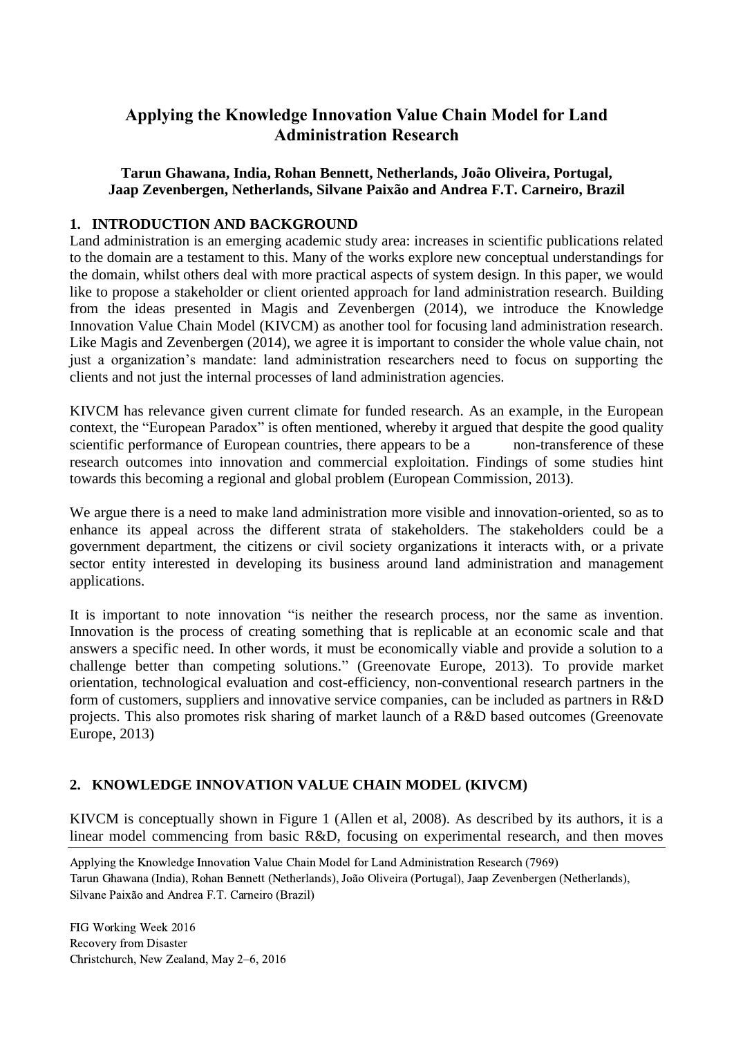# Applying the Knowledge Innovation Value Chain Model for Land Administration Research

**Tarun Ghawana, India, Rohan Bennett, Netherlands, João Oliveira, Portugal, Jaap Zevenbergen, Netherlands, Silvane Paixão and Andrea F.T. Carneiro, Brazil**

## 1. INTRODUCTION AND BACKGROUND

Land administration is an emerging academic study area: increases in scientific publications related to the domain are a testament to this. Many of the works explore new conceptual understandings for the domain, whilst others deal with more practical aspects of system design. In this paper, we would like to propose a stakeholder or client oriented approach for land administration research. Building from the ideas presented in Magis and Zevenbergen (2014), we introduce the Knowledge Innovation Value Chain Model (KIVCM) as another tool for focusing land administration research. Like Magis and Zevenbergen (2014), we agree it is important to consider the whole value chain, not just a organization's mandate: land administration researchers need to focus on supporting the clients and not just the internal processes of land administration agencies.

KIVCM has relevance given current climate for funded research. As an example, in the European context, the "European Paradox" is often mentioned, whereby it argued that despite the good quality scientific performance of European countries, there appears to be a non-transference of these research outcomes into innovation and commercial exploitation. Findings of some studies hint towards this becoming a regional and global problem (European Commission, 2013).

We argue there is a need to make land administration more visible and innovation-oriented, so as to enhance its appeal across the different strata of stakeholders. The stakeholders could be a government department, the citizens or civil society organizations it interacts with, or a private sector entity interested in developing its business around land administration and management applications.

It is important to note innovation "is neither the research process, nor the same as invention. Innovation is the process of creating something that is replicable at an economic scale and that answers a specific need. In other words, it must be economically viable and provide a solution to a challenge better than competing solutions." (Greenovate Europe, 2013). To provide market orientation, technological evaluation and cost-efficiency, non-conventional research partners in the form of customers, suppliers and innovative service companies, can be included as partners in R&D projects. This also promotes risk sharing of market launch of a R&D based outcomes (Greenovate Europe, 2013)

## 2. KNOWLEDGE INNOVATION VALUE CHAIN MODEL (KIVCM)

KIVCM is conceptually shown in Figure 1 (Allen et al, 2008). As described by its authors, it is a linear model commencing from basic R&D, focusing on experimental research, and then moves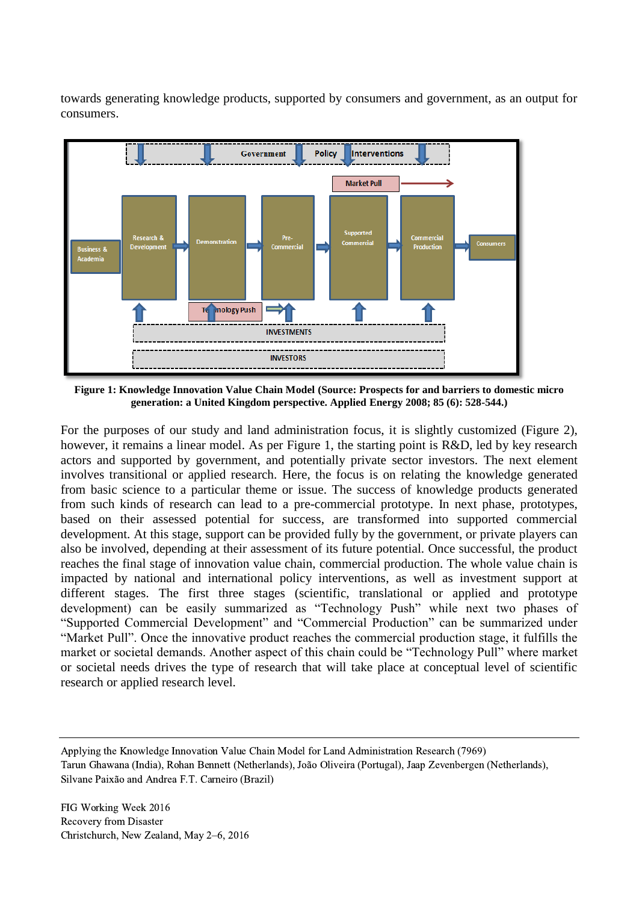towards generating knowledge products, supported by consumers and government, as an output for consumers.

**Figure 1: Knowledge Innovation Value Chain Model (Source: Prospects for and barriers to domestic micro generation: a United Kingdom perspective. Applied Energy 2008; 85 (6): 528-544.)**

For the purposes of our study and land administration focus, it is slightly customized (Figure 2), however, it remains a linear model. As per Figure 1, the starting point is R&D, led by key research actors and supported by government, and potentially private sector investors. The next element involves transitional or applied research. Here, the focus is on relating the knowledge generated from basic science to a particular theme or issue. The success of knowledge products generated from such kinds of research can lead to a pre-commercial prototype. In next phase, prototypes, based on their assessed potential for success, are transformed into supported commercial development. At this stage, support can be provided fully by the government, or private players can also be involved, depending at their assessment of its future potential. Once successful, the product reaches the final stage of innovation value chain, commercial production. The whole value chain is impacted by national and international policy interventions, as well as investment support at different stages. The first three stages (scientific, translational or applied and prototype development) can be easily summarized as "Technology Push" while next two phases of "Supported Commercial Development" and "Commercial Production" can be summarized under "Market Pull". Once the innovative product reaches the commercial production stage, it fulfills the market or societal demands. Another aspect of this chain could be "Technology Pull" where market or societal needs drives the type of research that will take place at conceptual level of scientific research or applied research level.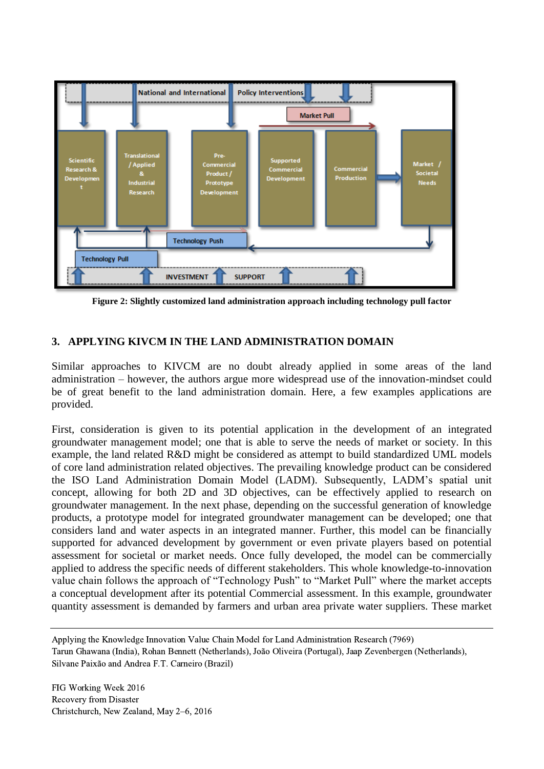**Figure 2: Slightly customized land administration approach including technology pull factor**

## 3. APPLYING KIVCM IN THE LAND ADMINISTRATION DOMAIN

Similar approaches to KIVCM are no doubt already applied in some areas of the land administration – however, the authors argue more widespread use of the innovation-mindset could be of great benefit to the land administration domain. Here, a few examples applications are provided.

First, consideration is given to its potential application in the development of an integrated groundwater management model; one that is able to serve the needs of market or society. In this example, the land related R&D might be considered as attempt to build standardized UML models of core land administration related objectives. The prevailing knowledge product can be considered the ISO Land Administration Domain Model (LADM). Subsequently, LADM's spatial unit concept, allowing for both 2D and 3D objectives, can be effectively applied to research on groundwater management. In the next phase, depending on the successful generation of knowledge products, a prototype model for integrated groundwater management can be developed; one that considers land and water aspects in an integrated manner. Further, this model can be financially supported for advanced development by government or even private players based on potential assessment for societal or market needs. Once fully developed, the model can be commercially applied to address the specific needs of different stakeholders. This whole knowledge-to-innovation value chain follows the approach of "Technology Push" to "Market Pull" where the market accepts a conceptual development after its potential Commercial assessment. In this example, groundwater quantity assessment is demanded by farmers and urban area private water suppliers. These market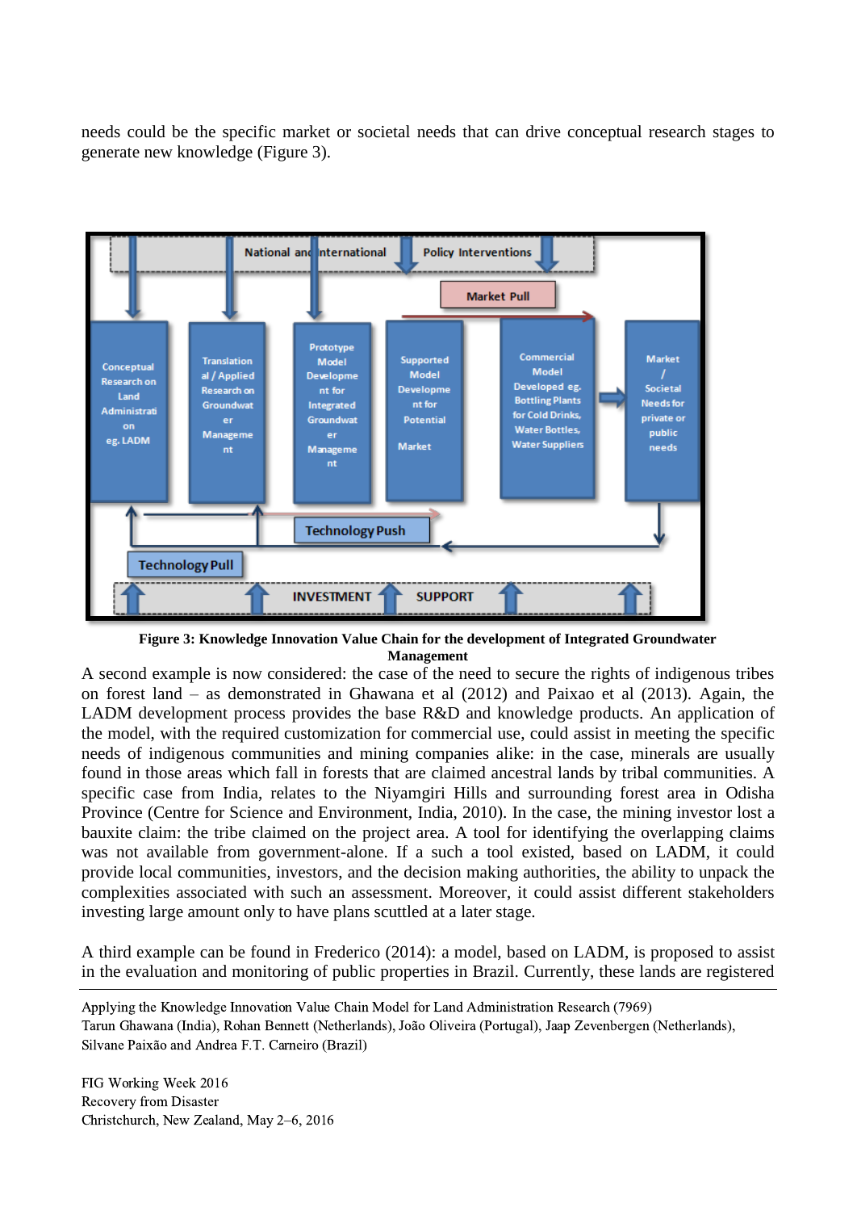needs could be the specific market or societal needs that can drive conceptual research stages to generate new knowledge (Figure 3).

**Figure 3: Knowledge Innovation Value Chain for the development of Integrated Groundwater Management**

A second example is now considered: the case of the need to secure the rights of indigenous tribes on forest land – as demonstrated in Ghawana et al (2012) and Paixao et al (2013). Again, the LADM development process provides the base R&D and knowledge products. An application of the model, with the required customization for commercial use, could assist in meeting the specific needs of indigenous communities and mining companies alike: in the case, minerals are usually found in those areas which fall in forests that are claimed ancestral lands by tribal communities. A specific case from India, relates to the Niyamgiri Hills and surrounding forest area in Odisha Province (Centre for Science and Environment, India, 2010). In the case, the mining investor lost a bauxite claim: the tribe claimed on the project area. A tool for identifying the overlapping claims was not available from government-alone. If a such a tool existed, based on LADM, it could provide local communities, investors, and the decision making authorities, the ability to unpack the complexities associated with such an assessment. Moreover, it could assist different stakeholders investing large amount only to have plans scuttled at a later stage.

A third example can be found in Frederico (2014): a model, based on LADM, is proposed to assist in the evaluation and monitoring of public properties in Brazil. Currently, these lands are registered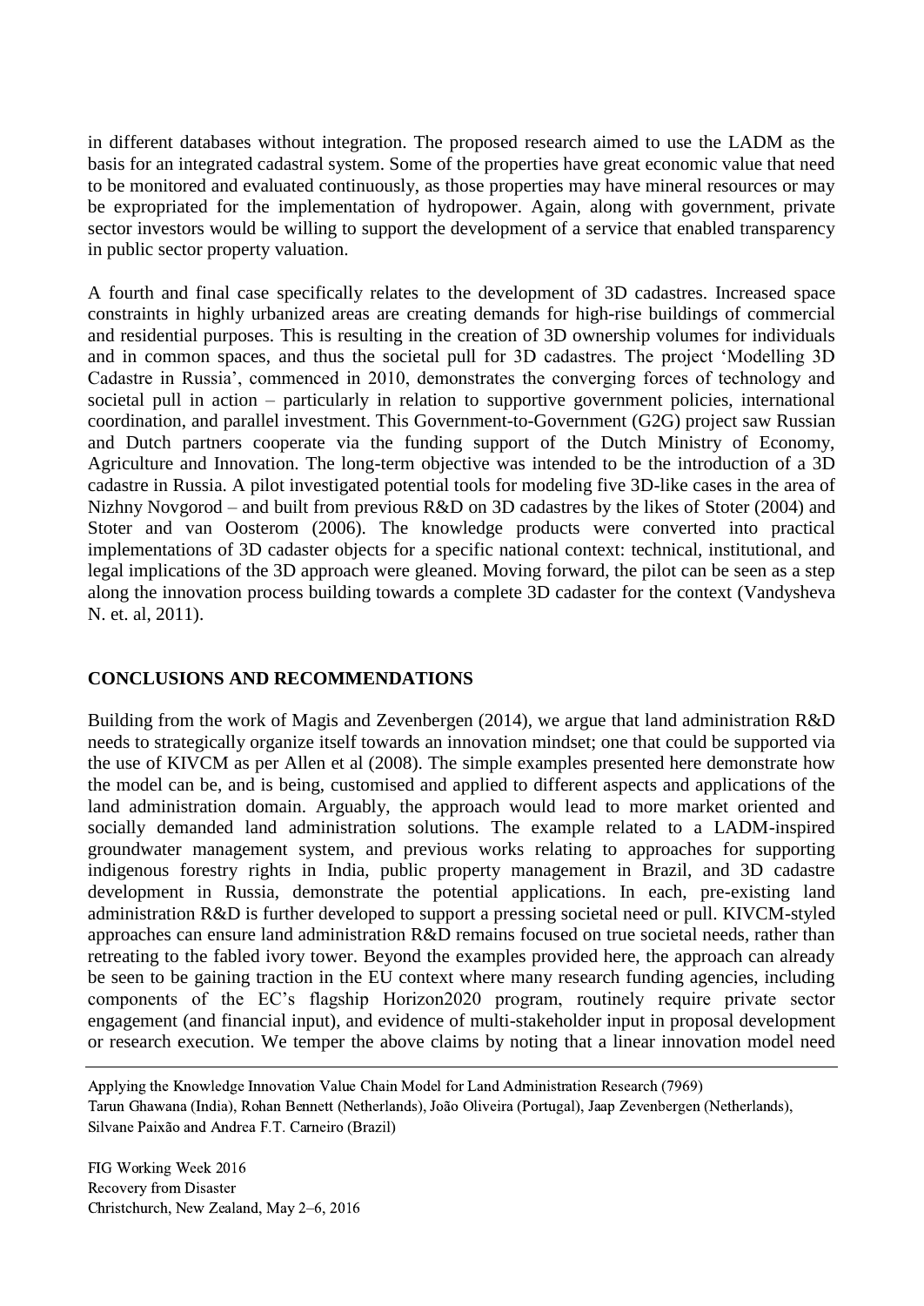in different databases without integration. The proposed research aimed to use the LADM as the basis for an integrated cadastral system. Some of the properties have great economic value that need to be monitored and evaluated continuously, as those properties may have mineral resources or may be expropriated for the implementation of hydropower. Again, along with government, private sector investors would be willing to support the development of a service that enabled transparency in public sector property valuation.

A fourth and final case specifically relates to the development of 3D cadastres. Increased space constraints in highly urbanized areas are creating demands for high-rise buildings of commercial and residential purposes. This is resulting in the creation of 3D ownership volumes for individuals and in common spaces, and thus the societal pull for 3D cadastres. The project 'Modelling 3D Cadastre in Russia', commenced in 2010, demonstrates the converging forces of technology and societal pull in action – particularly in relation to supportive government policies, international coordination, and parallel investment. This Government-to-Government (G2G) project saw Russian and Dutch partners cooperate via the funding support of the Dutch Ministry of Economy, Agriculture and Innovation. The long-term objective was intended to be the introduction of a 3D cadastre in Russia. A pilot investigated potential tools for modeling five 3D-like cases in the area of Nizhny Novgorod – and built from previous R&D on 3D cadastres by the likes of Stoter (2004) and Stoter and van Oosterom (2006). The knowledge products were converted into practical implementations of 3D cadaster objects for a specific national context: technical, institutional, and legal implications of the 3D approach were gleaned. Moving forward, the pilot can be seen as a step along the innovation process building towards a complete 3D cadaster for the context (Vandysheva N. et. al, 2011).

## CONCLUSIONS AND RECOMMENDATIONS

Building from the work of Magis and Zevenbergen (2014), we argue that land administration R&D needs to strategically organize itself towards an innovation mindset; one that could be supported via the use of KIVCM as per Allen et al (2008). The simple examples presented here demonstrate how the model can be, and is being, customised and applied to different aspects and applications of the land administration domain. Arguably, the approach would lead to more market oriented and socially demanded land administration solutions. The example related to a LADM-inspired groundwater management system, and previous works relating to approaches for supporting indigenous forestry rights in India, public property management in Brazil, and 3D cadastre development in Russia, demonstrate the potential applications. In each, pre-existing land administration R&D is further developed to support a pressing societal need or pull. KIVCM-styled approaches can ensure land administration R&D remains focused on true societal needs, rather than retreating to the fabled ivory tower. Beyond the examples provided here, the approach can already be seen to be gaining traction in the EU context where many research funding agencies, including components of the EC's flagship Horizon2020 program, routinely require private sector engagement (and financial input), and evidence of multi-stakeholder input in proposal development or research execution. We temper the above claims by noting that a linear innovation model need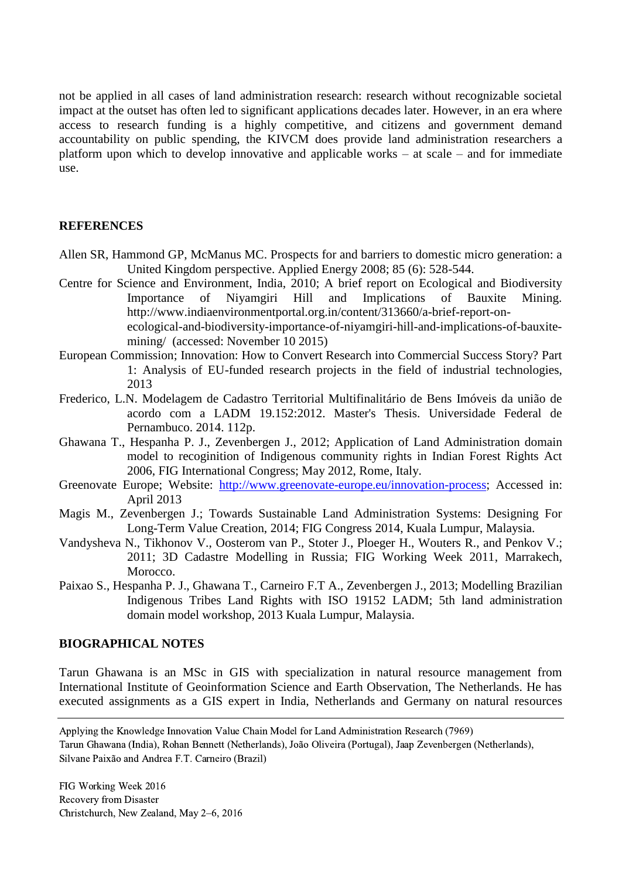not be applied in all cases of land administration research: research without recognizable societal impact at the outset has often led to significant applications decades later. However, in an era where access to research funding is a highly competitive, and citizens and government demand accountability on public spending, the KIVCM does provide land administration researchers a platform upon which to develop innovative and applicable works – at scale – and for immediate use.

## REFERENCES

Allen SR, Hammond GP, McManus MC. Prospects for and barriers to domestic micro generation: a United Kingdom perspective. Applied Energy 2008; 85 (6): 528-544.

Centre for Science and Environment, India, 2010; A brief report on Ecological and Biodiversity Importance of Niyamgiri Hill and Implications of Bauxite Mining. http://www.indiaenvironmentportal.org.in/content/313660/a-brief-report-on-ecological-and-biodiversity-importance-of-niyamgiri-hill-and-implications-of-bauxite-mining/ (accessed: November 10 2015)

European Commission; Innovation: How to Convert Research into Commercial Success Story? Part 1: Analysis of EU-funded research projects in the field of industrial technologies, 2013

Frederico, L.N. Modelagem de Cadastro Territorial Multifinalitário de Bens Imóveis da união de acordo com a LADM 19.152:2012. Master's Thesis. Universidade Federal de Pernambuco. 2014. 112p.

Ghawana T., Hespanha P. J., Zevenbergen J., 2012; Application of Land Administration domain model to recoginition of Indigenous community rights in Indian Forest Rights Act 2006, FIG International Congress; May 2012, Rome, Italy.

Greenovate Europe; Website: http://www.greenovate-europe.eu/innovation-process; Accessed in: April 2013

Magis M., Zevenbergen J.; Towards Sustainable Land Administration Systems: Designing For Long-Term Value Creation, 2014; FIG Congress 2014, Kuala Lumpur, Malaysia.

Vandysheva N., Tikhonov V., Oosterom van P., Stoter J., Ploeger H., Wouters R., and Penkov V.; 2011; 3D Cadastre Modelling in Russia; FIG Working Week 2011, Marrakech, Morocco.

Paixao S., Hespanha P. J., Ghawana T., Carneiro F.T A., Zevenbergen J., 2013; Modelling Brazilian Indigenous Tribes Land Rights with ISO 19152 LADM; 5th land administration domain model workshop, 2013 Kuala Lumpur, Malaysia.

## BIOGRAPHICAL NOTES

Tarun Ghawana is an MSc in GIS with specialization in natural resource management from International Institute of Geoinformation Science and Earth Observation, The Netherlands. He has executed assignments as a GIS expert in India, Netherlands and Germany on natural resources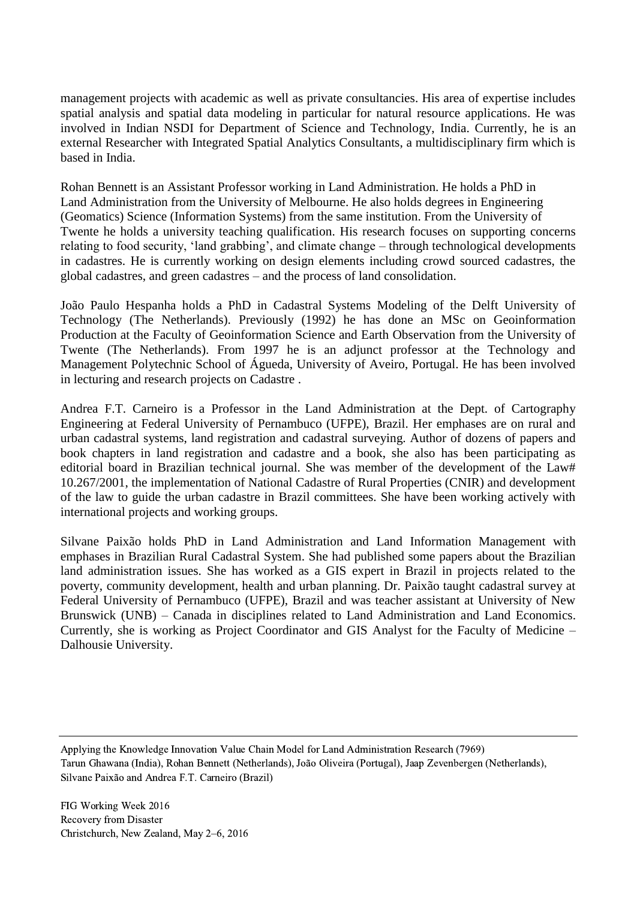management projects with academic as well as private consultancies. His area of expertise includes spatial analysis and spatial data modeling in particular for natural resource applications. He was involved in Indian NSDI for Department of Science and Technology, India. Currently, he is an external Researcher with Integrated Spatial Analytics Consultants, a multidisciplinary firm which is based in India.

Rohan Bennett is an Assistant Professor working in Land Administration. He holds a PhD in Land Administration from the University of Melbourne. He also holds degrees in Engineering (Geomatics) Science (Information Systems) from the same institution. From the University of Twente he holds a university teaching qualification. His research focuses on supporting concerns relating to food security, 'land grabbing', and climate change – through technological developments in cadastres. He is currently working on design elements including crowd sourced cadastres, the global cadastres, and green cadastres – and the process of land consolidation.

João Paulo Hespanha holds a PhD in Cadastral Systems Modeling of the Delft University of Technology (The Netherlands). Previously (1992) he has done an MSc on Geoinformation Production at the Faculty of Geoinformation Science and Earth Observation from the University of Twente (The Netherlands). From 1997 he is an adjunct professor at the Technology and Management Polytechnic School of Águeda, University of Aveiro, Portugal. He has been involved in lecturing and research projects on Cadastre .

Andrea F.T. Carneiro is a Professor in the Land Administration at the Dept. of Cartography Engineering at Federal University of Pernambuco (UFPE), Brazil. Her emphases are on rural and urban cadastral systems, land registration and cadastral surveying. Author of dozens of papers and book chapters in land registration and cadastre and a book, she also has been participating as editorial board in Brazilian technical journal. She was member of the development of the Law# 10.267/2001, the implementation of National Cadastre of Rural Properties (CNIR) and development of the law to guide the urban cadastre in Brazil committees. She have been working actively with international projects and working groups.

Silvane Paixão holds PhD in Land Administration and Land Information Management with emphases in Brazilian Rural Cadastral System. She had published some papers about the Brazilian land administration issues. She has worked as a GIS expert in Brazil in projects related to the poverty, community development, health and urban planning. Dr. Paixão taught cadastral survey at Federal University of Pernambuco (UFPE), Brazil and was teacher assistant at University of New Brunswick (UNB) – Canada in disciplines related to Land Administration and Land Economics. Currently, she is working as Project Coordinator and GIS Analyst for the Faculty of Medicine – Dalhousie University.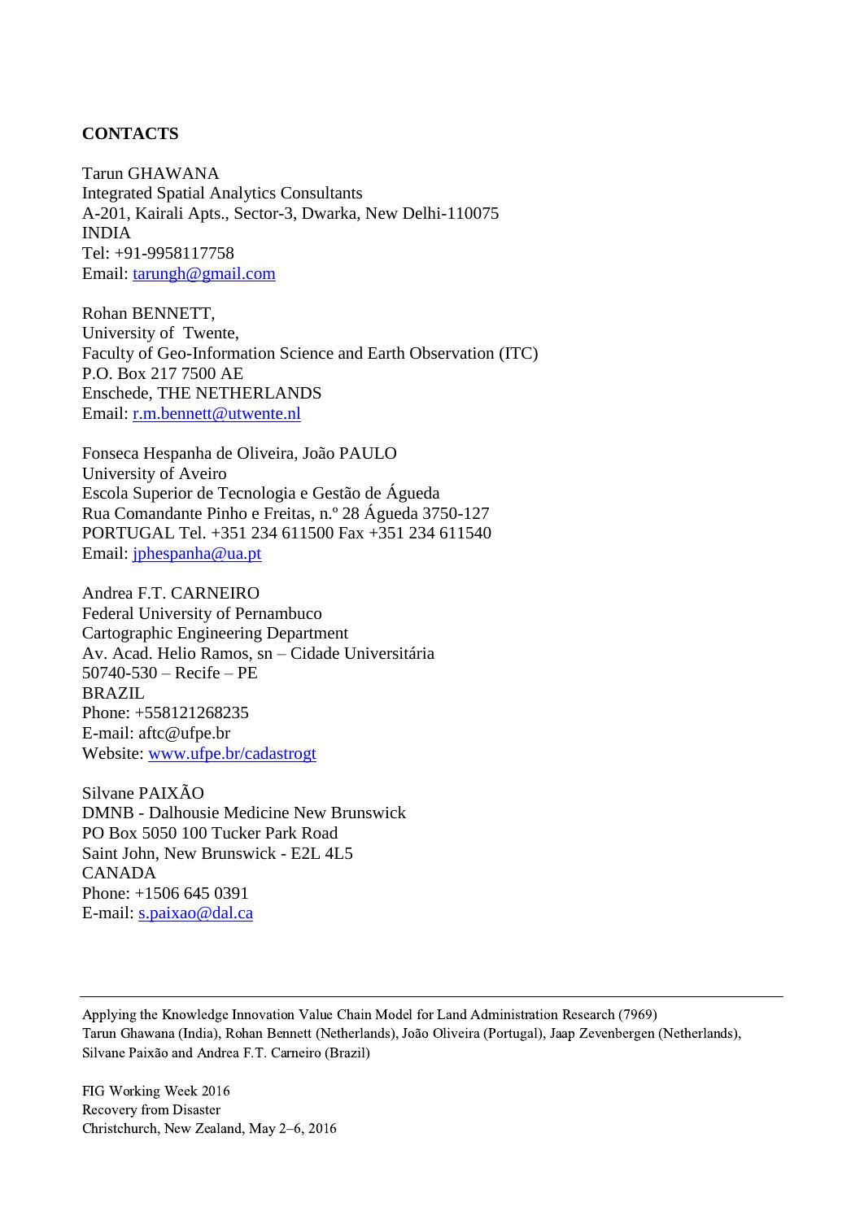**CONTACTS**

Tarun GHAWANA
Integrated Spatial Analytics Consultants
A-201, Kairali Apts., Sector-3, Dwarka, New Delhi-110075
INDIA
Tel: +91-9958117758
Email: tarungh@gmail.com

Rohan BENNETT,
University of Twente,
Faculty of Geo-Information Science and Earth Observation (ITC)
P.O. Box 217 7500 AE
Enschede, THE NETHERLANDS
Email: r.m.bennett@utwente.nl

Fonseca Hespanha de Oliveira, João PAULO
University of Aveiro
Escola Superior de Tecnologia e Gestão de Águeda
Rua Comandante Pinho e Freitas, n.º 28 Águeda 3750-127
PORTUGAL Tel. +351 234 611500 Fax +351 234 611540
Email: jphespanha@ua.pt

Andrea F.T. CARNEIRO
Federal University of Pernambuco
Cartographic Engineering Department
Av. Acad. Helio Ramos, sn – Cidade Universitária
50740-530 – Recife – PE
BRAZIL
Phone: +558121268235
E-mail: aftc@ufpe.br
Website: www.ufpe.br/cadastrogt

Silvane PAIXÃO
DMNB - Dalhousie Medicine New Brunswick
PO Box 5050 100 Tucker Park Road
Saint John, New Brunswick - E2L 4L5
CANADA
Phone: +1506 645 0391
E-mail: s.paixao@dal.ca